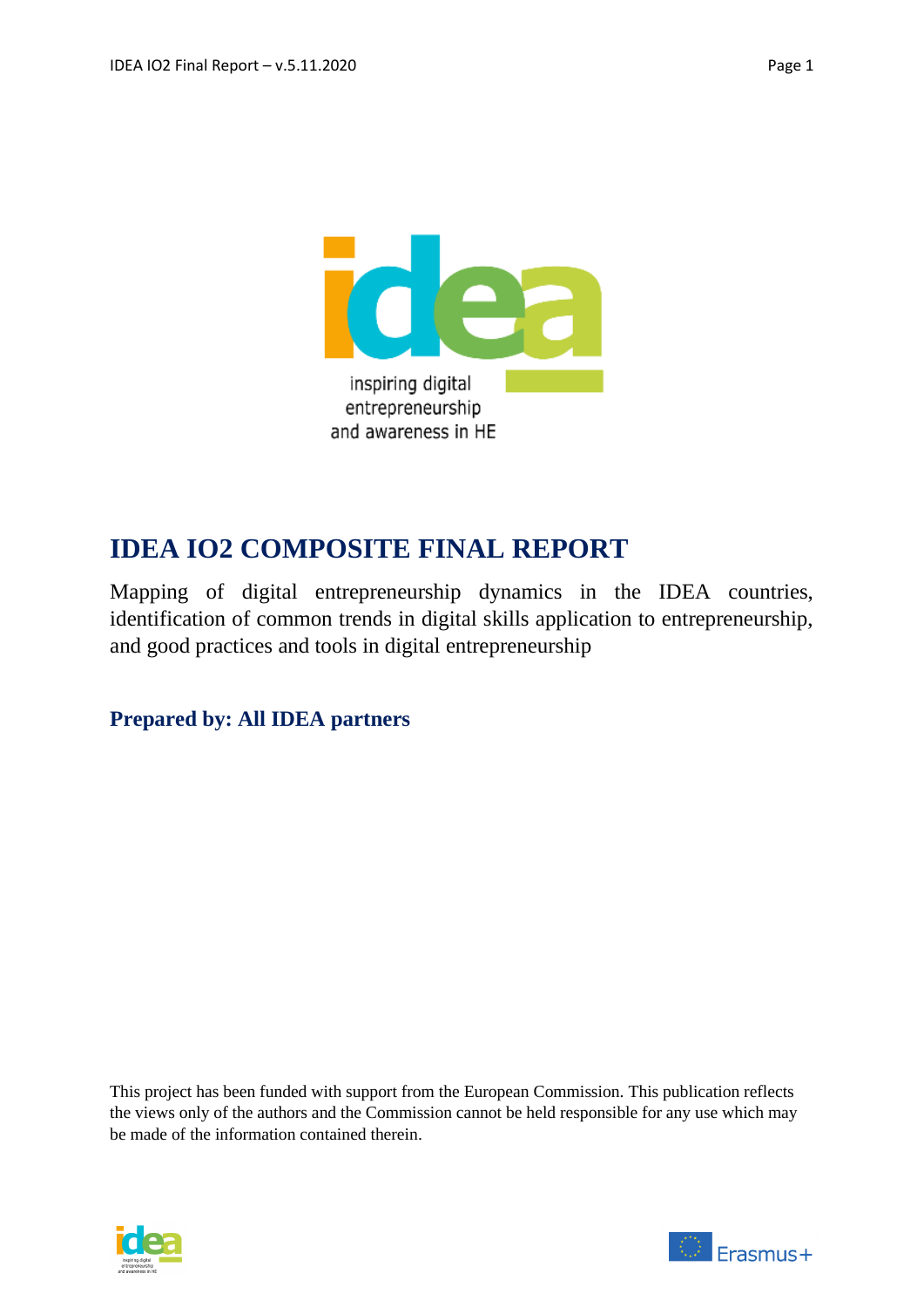inspiring digital
entrepreneurship
and awareness in HE

# IDEA IO2 COMPOSITE FINAL REPORT

Mapping of digital entrepreneurship dynamics in the IDEA countries, identification of common trends in digital skills application to entrepreneurship, and good practices and tools in digital entrepreneurship

**Prepared by: All IDEA partners**

This project has been funded with support from the European Commission. This publication reflects the views only of the authors and the Commission cannot be held responsible for any use which may be made of the information contained therein.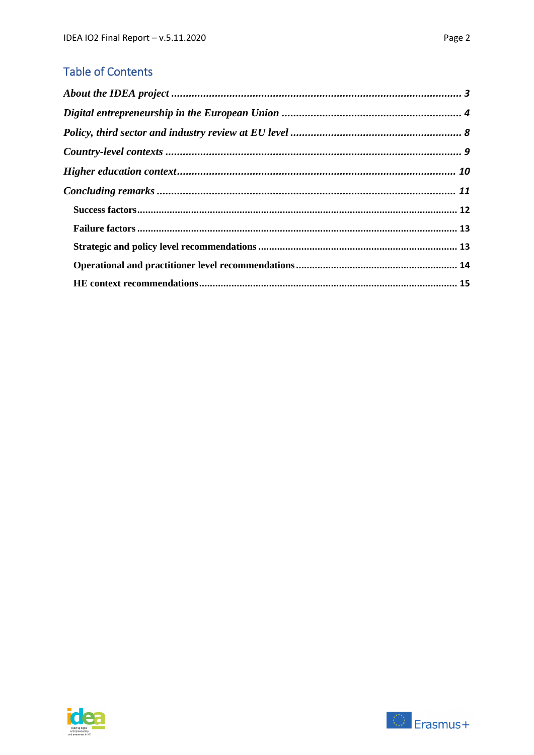## Table of Contents

*About the IDEA project* ........................................ 3

*Digital entrepreneurship in the European Union* ........................................ 4

*Policy, third sector and industry review at EU level* ........................................ 8

*Country-level contexts* ........................................ 9

*Higher education context* ........................................ 10

*Concluding remarks* ........................................ 11

- **Success factors** ........................................ 12
- **Failure factors** ........................................ 13
- **Strategic and policy level recommendations** ........................................ 13
- **Operational and practitioner level recommendations** ........................................ 14
- **HE context recommendations** ........................................ 15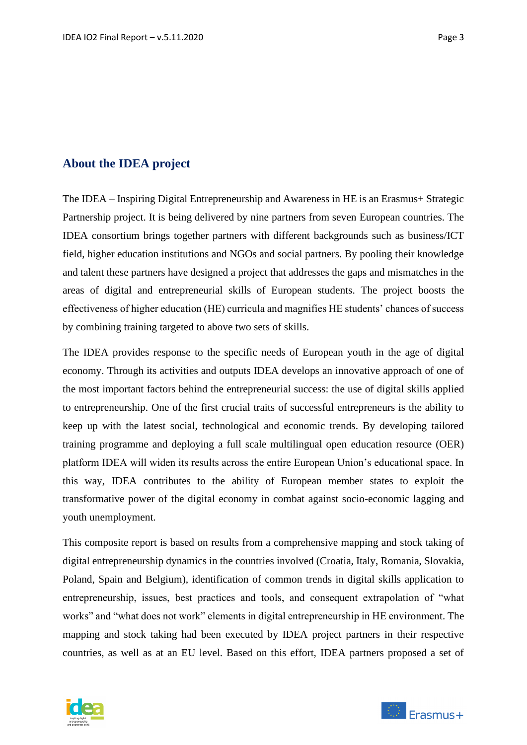## About the IDEA project

The IDEA – Inspiring Digital Entrepreneurship and Awareness in HE is an Erasmus+ Strategic Partnership project. It is being delivered by nine partners from seven European countries. The IDEA consortium brings together partners with different backgrounds such as business/ICT field, higher education institutions and NGOs and social partners. By pooling their knowledge and talent these partners have designed a project that addresses the gaps and mismatches in the areas of digital and entrepreneurial skills of European students. The project boosts the effectiveness of higher education (HE) curricula and magnifies HE students' chances of success by combining training targeted to above two sets of skills.

The IDEA provides response to the specific needs of European youth in the age of digital economy. Through its activities and outputs IDEA develops an innovative approach of one of the most important factors behind the entrepreneurial success: the use of digital skills applied to entrepreneurship. One of the first crucial traits of successful entrepreneurs is the ability to keep up with the latest social, technological and economic trends. By developing tailored training programme and deploying a full scale multilingual open education resource (OER) platform IDEA will widen its results across the entire European Union's educational space. In this way, IDEA contributes to the ability of European member states to exploit the transformative power of the digital economy in combat against socio-economic lagging and youth unemployment.

This composite report is based on results from a comprehensive mapping and stock taking of digital entrepreneurship dynamics in the countries involved (Croatia, Italy, Romania, Slovakia, Poland, Spain and Belgium), identification of common trends in digital skills application to entrepreneurship, issues, best practices and tools, and consequent extrapolation of "what works" and "what does not work" elements in digital entrepreneurship in HE environment. The mapping and stock taking had been executed by IDEA project partners in their respective countries, as well as at an EU level. Based on this effort, IDEA partners proposed a set of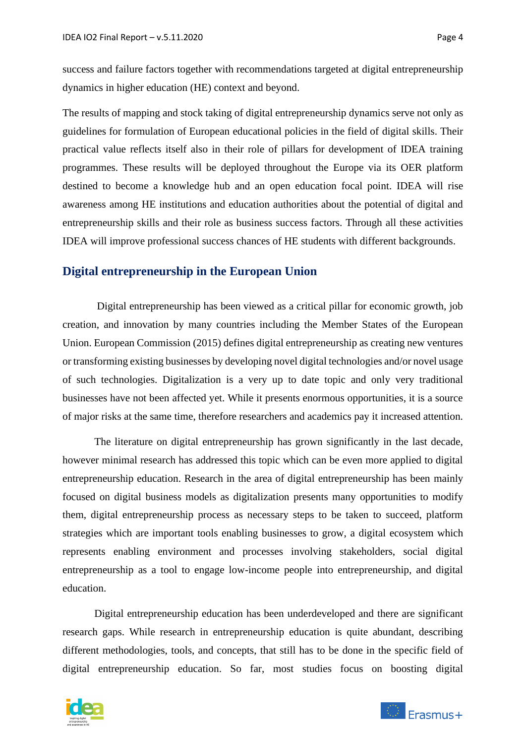success and failure factors together with recommendations targeted at digital entrepreneurship dynamics in higher education (HE) context and beyond.

The results of mapping and stock taking of digital entrepreneurship dynamics serve not only as guidelines for formulation of European educational policies in the field of digital skills. Their practical value reflects itself also in their role of pillars for development of IDEA training programmes. These results will be deployed throughout the Europe via its OER platform destined to become a knowledge hub and an open education focal point. IDEA will rise awareness among HE institutions and education authorities about the potential of digital and entrepreneurship skills and their role as business success factors. Through all these activities IDEA will improve professional success chances of HE students with different backgrounds.

## Digital entrepreneurship in the European Union

Digital entrepreneurship has been viewed as a critical pillar for economic growth, job creation, and innovation by many countries including the Member States of the European Union. European Commission (2015) defines digital entrepreneurship as creating new ventures or transforming existing businesses by developing novel digital technologies and/or novel usage of such technologies. Digitalization is a very up to date topic and only very traditional businesses have not been affected yet. While it presents enormous opportunities, it is a source of major risks at the same time, therefore researchers and academics pay it increased attention.

The literature on digital entrepreneurship has grown significantly in the last decade, however minimal research has addressed this topic which can be even more applied to digital entrepreneurship education. Research in the area of digital entrepreneurship has been mainly focused on digital business models as digitalization presents many opportunities to modify them, digital entrepreneurship process as necessary steps to be taken to succeed, platform strategies which are important tools enabling businesses to grow, a digital ecosystem which represents enabling environment and processes involving stakeholders, social digital entrepreneurship as a tool to engage low-income people into entrepreneurship, and digital education.

Digital entrepreneurship education has been underdeveloped and there are significant research gaps. While research in entrepreneurship education is quite abundant, describing different methodologies, tools, and concepts, that still has to be done in the specific field of digital entrepreneurship education. So far, most studies focus on boosting digital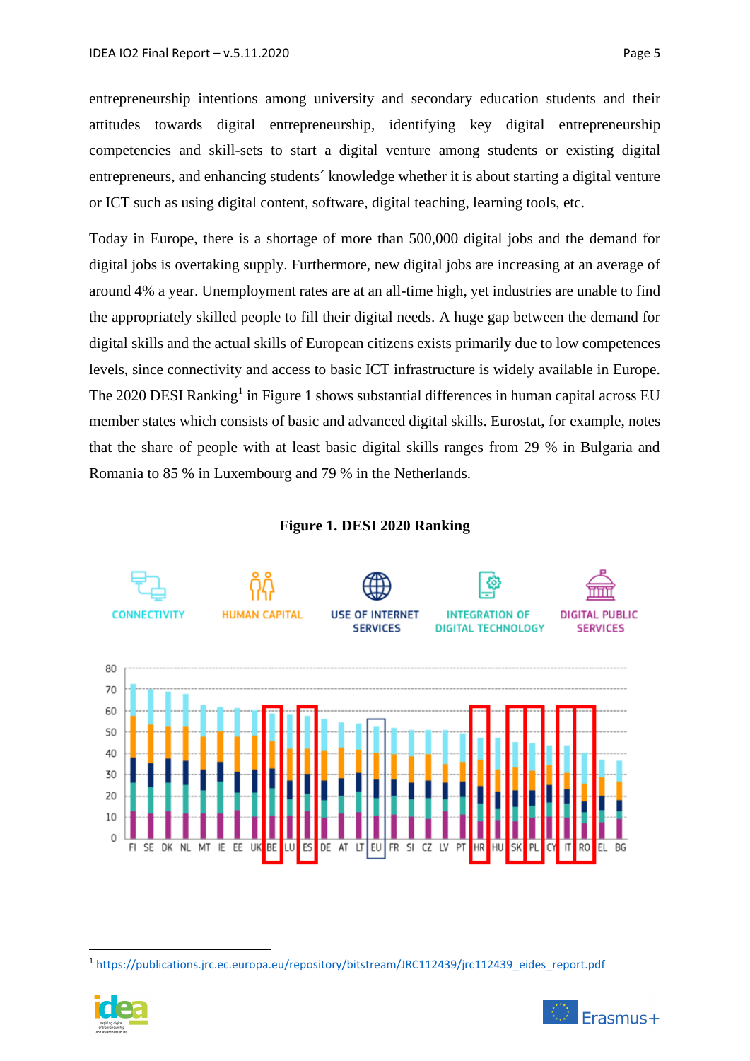entrepreneurship intentions among university and secondary education students and their attitudes towards digital entrepreneurship, identifying key digital entrepreneurship competencies and skill-sets to start a digital venture among students or existing digital entrepreneurs, and enhancing students´ knowledge whether it is about starting a digital venture or ICT such as using digital content, software, digital teaching, learning tools, etc.

Today in Europe, there is a shortage of more than 500,000 digital jobs and the demand for digital jobs is overtaking supply. Furthermore, new digital jobs are increasing at an average of around 4% a year. Unemployment rates are at an all-time high, yet industries are unable to find the appropriately skilled people to fill their digital needs. A huge gap between the demand for digital skills and the actual skills of European citizens exists primarily due to low competences levels, since connectivity and access to basic ICT infrastructure is widely available in Europe. The 2020 DESI Ranking[1] in Figure 1 shows substantial differences in human capital across EU member states which consists of basic and advanced digital skills. Eurostat, for example, notes that the share of people with at least basic digital skills ranges from 29 % in Bulgaria and Romania to 85 % in Luxembourg and 79 % in the Netherlands.

**Figure 1. DESI 2020 Ranking**

---

[1] https://publications.jrc.ec.europa.eu/repository/bitstream/JRC112439/jrc112439_eides_report.pdf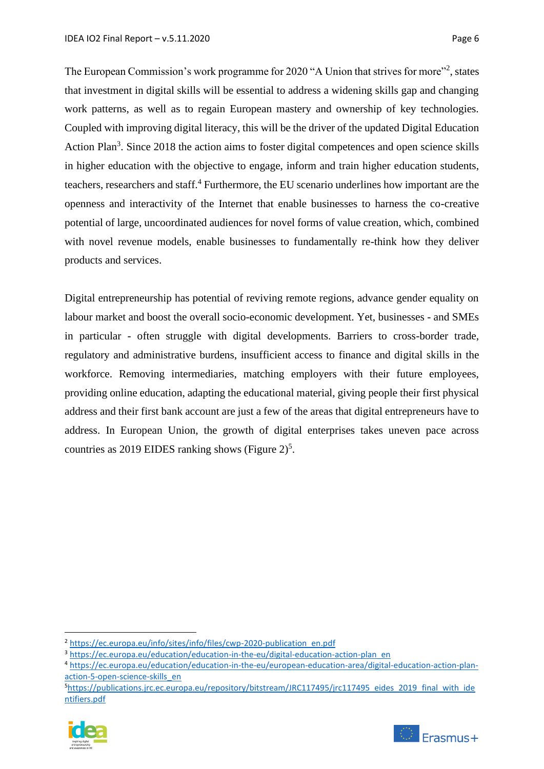The European Commission's work programme for 2020 "A Union that strives for more"[2], states that investment in digital skills will be essential to address a widening skills gap and changing work patterns, as well as to regain European mastery and ownership of key technologies. Coupled with improving digital literacy, this will be the driver of the updated Digital Education Action Plan[3]. Since 2018 the action aims to foster digital competences and open science skills in higher education with the objective to engage, inform and train higher education students, teachers, researchers and staff.[4] Furthermore, the EU scenario underlines how important are the openness and interactivity of the Internet that enable businesses to harness the co-creative potential of large, uncoordinated audiences for novel forms of value creation, which, combined with novel revenue models, enable businesses to fundamentally re-think how they deliver products and services.

Digital entrepreneurship has potential of reviving remote regions, advance gender equality on labour market and boost the overall socio-economic development. Yet, businesses - and SMEs in particular - often struggle with digital developments. Barriers to cross-border trade, regulatory and administrative burdens, insufficient access to finance and digital skills in the workforce. Removing intermediaries, matching employers with their future employees, providing online education, adapting the educational material, giving people their first physical address and their first bank account are just a few of the areas that digital entrepreneurs have to address. In European Union, the growth of digital enterprises takes uneven pace across countries as 2019 EIDES ranking shows (Figure 2)[5].

---

[2] https://ec.europa.eu/info/sites/info/files/cwp-2020-publication_en.pdf

[3] https://ec.europa.eu/education/education-in-the-eu/digital-education-action-plan_en

[4] https://ec.europa.eu/education/education-in-the-eu/european-education-area/digital-education-action-plan-action-5-open-science-skills_en

[5] https://publications.jrc.ec.europa.eu/repository/bitstream/JRC117495/jrc117495_eides_2019_final_with_identifiers.pdf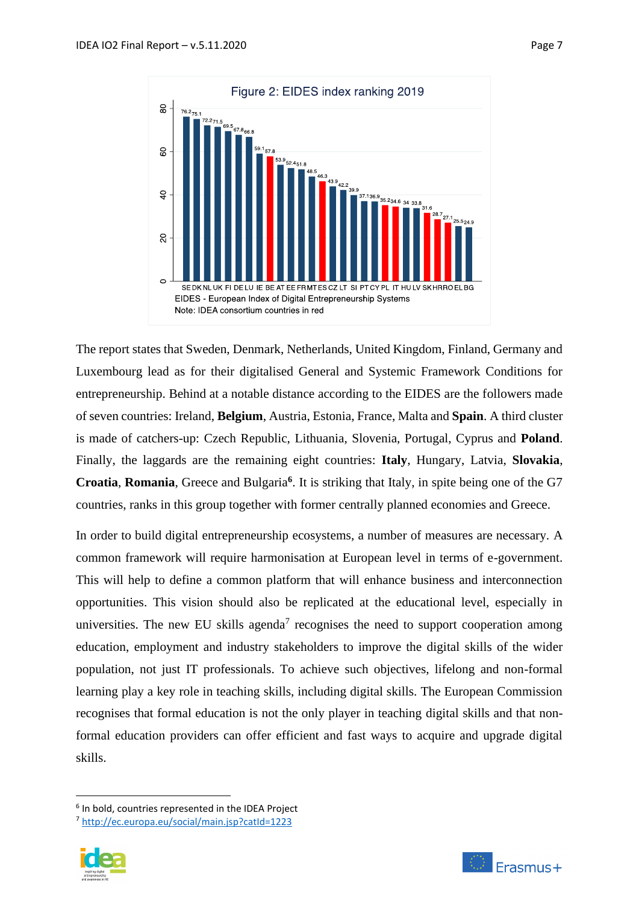Figure 2: EIDES index ranking 2019

EIDES - European Index of Digital Entrepreneurship Systems

Note: IDEA consortium countries in red

The report states that Sweden, Denmark, Netherlands, United Kingdom, Finland, Germany and Luxembourg lead as for their digitalised General and Systemic Framework Conditions for entrepreneurship. Behind at a notable distance according to the EIDES are the followers made of seven countries: Ireland, **Belgium**, Austria, Estonia, France, Malta and **Spain**. A third cluster is made of catchers-up: Czech Republic, Lithuania, Slovenia, Portugal, Cyprus and **Poland**. Finally, the laggards are the remaining eight countries: **Italy**, Hungary, Latvia, **Slovakia**, **Croatia**, **Romania**, Greece and Bulgaria[6]. It is striking that Italy, in spite being one of the G7 countries, ranks in this group together with former centrally planned economies and Greece.

In order to build digital entrepreneurship ecosystems, a number of measures are necessary. A common framework will require harmonisation at European level in terms of e-government. This will help to define a common platform that will enhance business and interconnection opportunities. This vision should also be replicated at the educational level, especially in universities. The new EU skills agenda[7] recognises the need to support cooperation among education, employment and industry stakeholders to improve the digital skills of the wider population, not just IT professionals. To achieve such objectives, lifelong and non-formal learning play a key role in teaching skills, including digital skills. The European Commission recognises that formal education is not the only player in teaching digital skills and that non-formal education providers can offer efficient and fast ways to acquire and upgrade digital skills.

[6] In bold, countries represented in the IDEA Project

[7] http://ec.europa.eu/social/main.jsp?catId=1223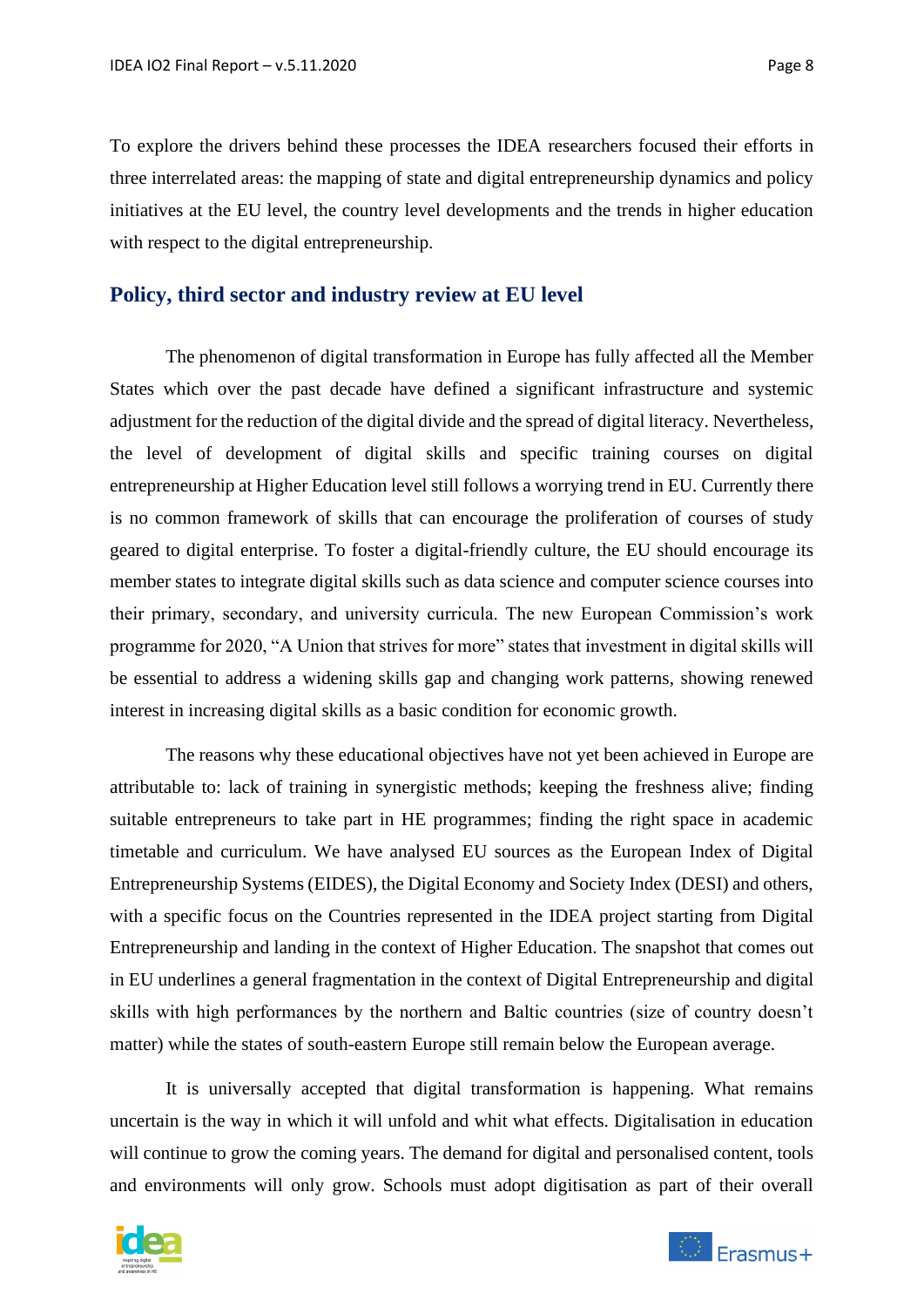To explore the drivers behind these processes the IDEA researchers focused their efforts in three interrelated areas: the mapping of state and digital entrepreneurship dynamics and policy initiatives at the EU level, the country level developments and the trends in higher education with respect to the digital entrepreneurship.

## Policy, third sector and industry review at EU level

The phenomenon of digital transformation in Europe has fully affected all the Member States which over the past decade have defined a significant infrastructure and systemic adjustment for the reduction of the digital divide and the spread of digital literacy. Nevertheless, the level of development of digital skills and specific training courses on digital entrepreneurship at Higher Education level still follows a worrying trend in EU. Currently there is no common framework of skills that can encourage the proliferation of courses of study geared to digital enterprise. To foster a digital-friendly culture, the EU should encourage its member states to integrate digital skills such as data science and computer science courses into their primary, secondary, and university curricula. The new European Commission's work programme for 2020, "A Union that strives for more" states that investment in digital skills will be essential to address a widening skills gap and changing work patterns, showing renewed interest in increasing digital skills as a basic condition for economic growth.

The reasons why these educational objectives have not yet been achieved in Europe are attributable to: lack of training in synergistic methods; keeping the freshness alive; finding suitable entrepreneurs to take part in HE programmes; finding the right space in academic timetable and curriculum. We have analysed EU sources as the European Index of Digital Entrepreneurship Systems (EIDES), the Digital Economy and Society Index (DESI) and others, with a specific focus on the Countries represented in the IDEA project starting from Digital Entrepreneurship and landing in the context of Higher Education. The snapshot that comes out in EU underlines a general fragmentation in the context of Digital Entrepreneurship and digital skills with high performances by the northern and Baltic countries (size of country doesn't matter) while the states of south-eastern Europe still remain below the European average.

It is universally accepted that digital transformation is happening. What remains uncertain is the way in which it will unfold and whit what effects. Digitalisation in education will continue to grow the coming years. The demand for digital and personalised content, tools and environments will only grow. Schools must adopt digitisation as part of their overall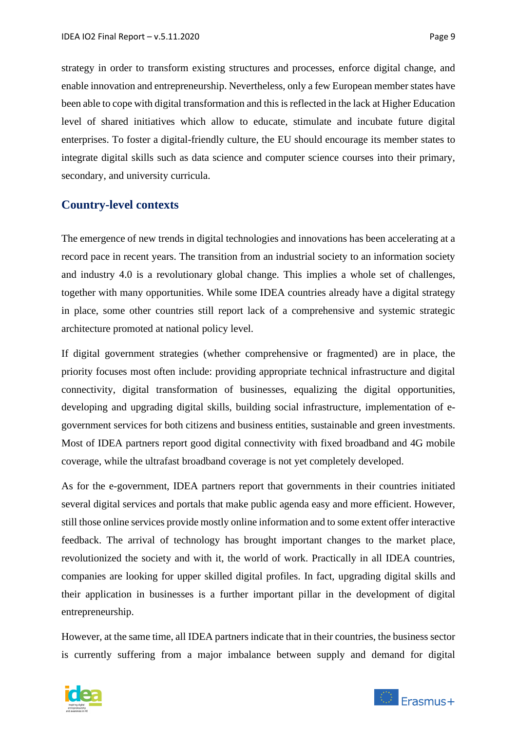strategy in order to transform existing structures and processes, enforce digital change, and enable innovation and entrepreneurship. Nevertheless, only a few European member states have been able to cope with digital transformation and this is reflected in the lack at Higher Education level of shared initiatives which allow to educate, stimulate and incubate future digital enterprises. To foster a digital-friendly culture, the EU should encourage its member states to integrate digital skills such as data science and computer science courses into their primary, secondary, and university curricula.

## Country-level contexts

The emergence of new trends in digital technologies and innovations has been accelerating at a record pace in recent years. The transition from an industrial society to an information society and industry 4.0 is a revolutionary global change. This implies a whole set of challenges, together with many opportunities. While some IDEA countries already have a digital strategy in place, some other countries still report lack of a comprehensive and systemic strategic architecture promoted at national policy level.

If digital government strategies (whether comprehensive or fragmented) are in place, the priority focuses most often include: providing appropriate technical infrastructure and digital connectivity, digital transformation of businesses, equalizing the digital opportunities, developing and upgrading digital skills, building social infrastructure, implementation of e-government services for both citizens and business entities, sustainable and green investments. Most of IDEA partners report good digital connectivity with fixed broadband and 4G mobile coverage, while the ultrafast broadband coverage is not yet completely developed.

As for the e-government, IDEA partners report that governments in their countries initiated several digital services and portals that make public agenda easy and more efficient. However, still those online services provide mostly online information and to some extent offer interactive feedback. The arrival of technology has brought important changes to the market place, revolutionized the society and with it, the world of work. Practically in all IDEA countries, companies are looking for upper skilled digital profiles. In fact, upgrading digital skills and their application in businesses is a further important pillar in the development of digital entrepreneurship.

However, at the same time, all IDEA partners indicate that in their countries, the business sector is currently suffering from a major imbalance between supply and demand for digital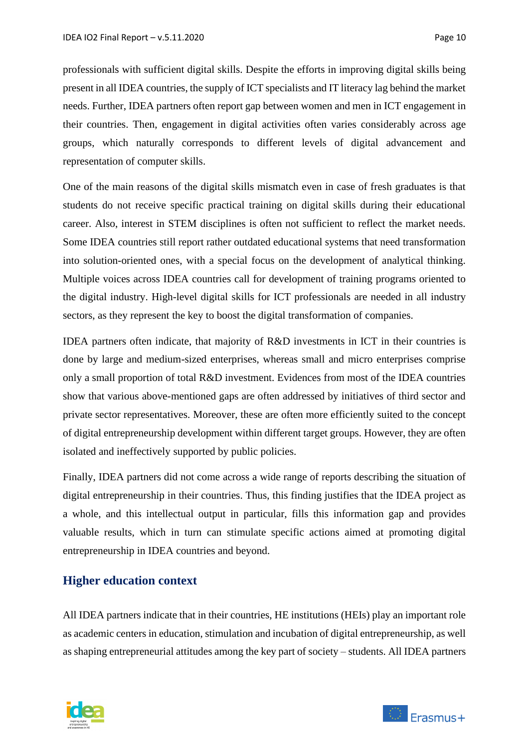professionals with sufficient digital skills. Despite the efforts in improving digital skills being present in all IDEA countries, the supply of ICT specialists and IT literacy lag behind the market needs. Further, IDEA partners often report gap between women and men in ICT engagement in their countries. Then, engagement in digital activities often varies considerably across age groups, which naturally corresponds to different levels of digital advancement and representation of computer skills.

One of the main reasons of the digital skills mismatch even in case of fresh graduates is that students do not receive specific practical training on digital skills during their educational career. Also, interest in STEM disciplines is often not sufficient to reflect the market needs. Some IDEA countries still report rather outdated educational systems that need transformation into solution-oriented ones, with a special focus on the development of analytical thinking. Multiple voices across IDEA countries call for development of training programs oriented to the digital industry. High-level digital skills for ICT professionals are needed in all industry sectors, as they represent the key to boost the digital transformation of companies.

IDEA partners often indicate, that majority of R&D investments in ICT in their countries is done by large and medium-sized enterprises, whereas small and micro enterprises comprise only a small proportion of total R&D investment. Evidences from most of the IDEA countries show that various above-mentioned gaps are often addressed by initiatives of third sector and private sector representatives. Moreover, these are often more efficiently suited to the concept of digital entrepreneurship development within different target groups. However, they are often isolated and ineffectively supported by public policies.

Finally, IDEA partners did not come across a wide range of reports describing the situation of digital entrepreneurship in their countries. Thus, this finding justifies that the IDEA project as a whole, and this intellectual output in particular, fills this information gap and provides valuable results, which in turn can stimulate specific actions aimed at promoting digital entrepreneurship in IDEA countries and beyond.

## Higher education context

All IDEA partners indicate that in their countries, HE institutions (HEIs) play an important role as academic centers in education, stimulation and incubation of digital entrepreneurship, as well as shaping entrepreneurial attitudes among the key part of society – students. All IDEA partners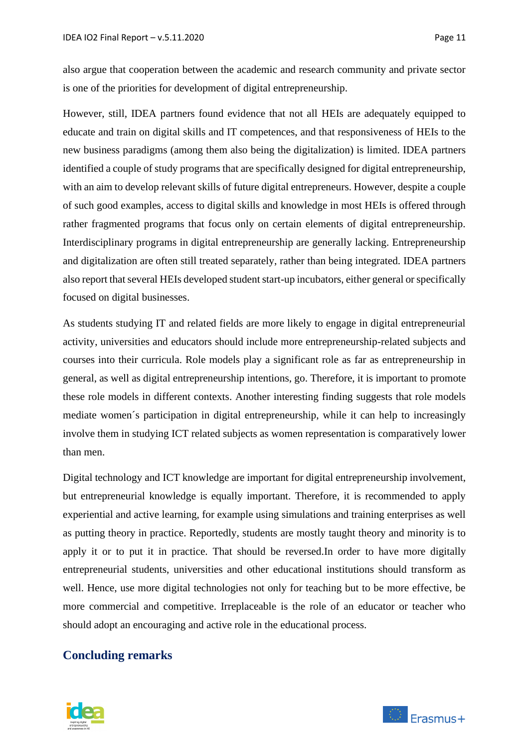also argue that cooperation between the academic and research community and private sector is one of the priorities for development of digital entrepreneurship.

However, still, IDEA partners found evidence that not all HEIs are adequately equipped to educate and train on digital skills and IT competences, and that responsiveness of HEIs to the new business paradigms (among them also being the digitalization) is limited. IDEA partners identified a couple of study programs that are specifically designed for digital entrepreneurship, with an aim to develop relevant skills of future digital entrepreneurs. However, despite a couple of such good examples, access to digital skills and knowledge in most HEIs is offered through rather fragmented programs that focus only on certain elements of digital entrepreneurship. Interdisciplinary programs in digital entrepreneurship are generally lacking. Entrepreneurship and digitalization are often still treated separately, rather than being integrated. IDEA partners also report that several HEIs developed student start-up incubators, either general or specifically focused on digital businesses.

As students studying IT and related fields are more likely to engage in digital entrepreneurial activity, universities and educators should include more entrepreneurship-related subjects and courses into their curricula. Role models play a significant role as far as entrepreneurship in general, as well as digital entrepreneurship intentions, go. Therefore, it is important to promote these role models in different contexts. Another interesting finding suggests that role models mediate women´s participation in digital entrepreneurship, while it can help to increasingly involve them in studying ICT related subjects as women representation is comparatively lower than men.

Digital technology and ICT knowledge are important for digital entrepreneurship involvement, but entrepreneurial knowledge is equally important. Therefore, it is recommended to apply experiential and active learning, for example using simulations and training enterprises as well as putting theory in practice. Reportedly, students are mostly taught theory and minority is to apply it or to put it in practice. That should be reversed.In order to have more digitally entrepreneurial students, universities and other educational institutions should transform as well. Hence, use more digital technologies not only for teaching but to be more effective, be more commercial and competitive. Irreplaceable is the role of an educator or teacher who should adopt an encouraging and active role in the educational process.

## Concluding remarks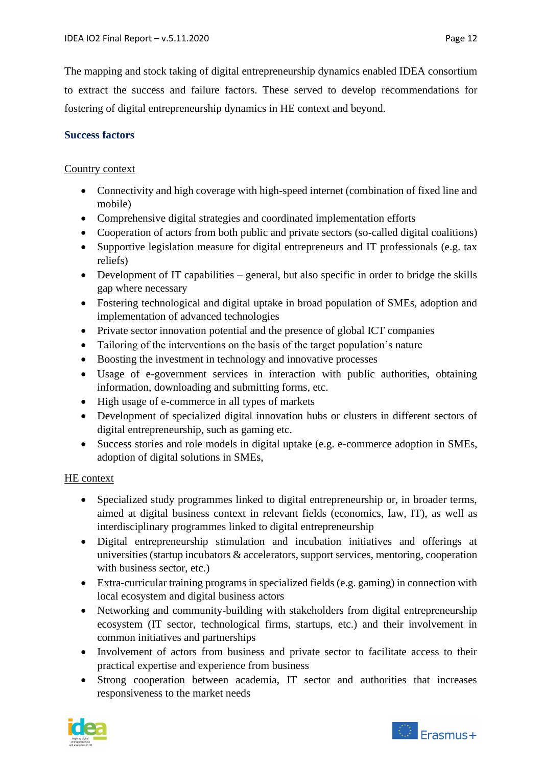The mapping and stock taking of digital entrepreneurship dynamics enabled IDEA consortium to extract the success and failure factors. These served to develop recommendations for fostering of digital entrepreneurship dynamics in HE context and beyond.

### Success factors

<u>Country context</u>

- Connectivity and high coverage with high-speed internet (combination of fixed line and mobile)
- Comprehensive digital strategies and coordinated implementation efforts
- Cooperation of actors from both public and private sectors (so-called digital coalitions)
- Supportive legislation measure for digital entrepreneurs and IT professionals (e.g. tax reliefs)
- Development of IT capabilities – general, but also specific in order to bridge the skills gap where necessary
- Fostering technological and digital uptake in broad population of SMEs, adoption and implementation of advanced technologies
- Private sector innovation potential and the presence of global ICT companies
- Tailoring of the interventions on the basis of the target population's nature
- Boosting the investment in technology and innovative processes
- Usage of e-government services in interaction with public authorities, obtaining information, downloading and submitting forms, etc.
- High usage of e-commerce in all types of markets
- Development of specialized digital innovation hubs or clusters in different sectors of digital entrepreneurship, such as gaming etc.
- Success stories and role models in digital uptake (e.g. e-commerce adoption in SMEs, adoption of digital solutions in SMEs,

<u>HE context</u>

- Specialized study programmes linked to digital entrepreneurship or, in broader terms, aimed at digital business context in relevant fields (economics, law, IT), as well as interdisciplinary programmes linked to digital entrepreneurship
- Digital entrepreneurship stimulation and incubation initiatives and offerings at universities (startup incubators & accelerators, support services, mentoring, cooperation with business sector, etc.)
- Extra-curricular training programs in specialized fields (e.g. gaming) in connection with local ecosystem and digital business actors
- Networking and community-building with stakeholders from digital entrepreneurship ecosystem (IT sector, technological firms, startups, etc.) and their involvement in common initiatives and partnerships
- Involvement of actors from business and private sector to facilitate access to their practical expertise and experience from business
- Strong cooperation between academia, IT sector and authorities that increases responsiveness to the market needs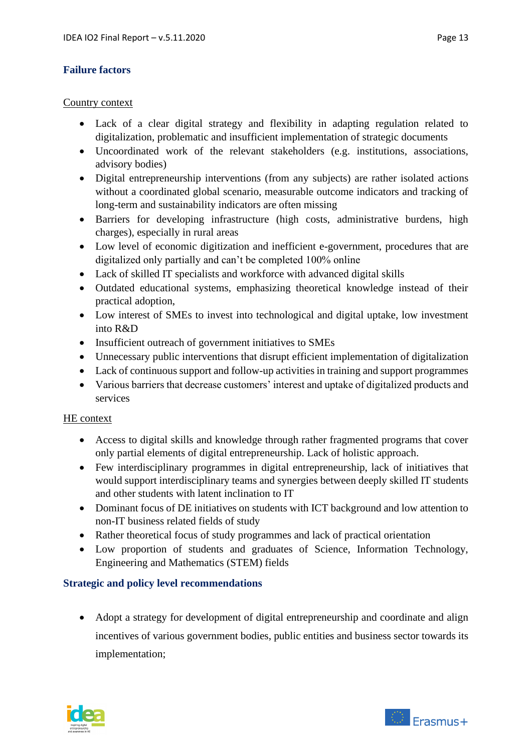### Failure factors

Country context

- Lack of a clear digital strategy and flexibility in adapting regulation related to digitalization, problematic and insufficient implementation of strategic documents
- Uncoordinated work of the relevant stakeholders (e.g. institutions, associations, advisory bodies)
- Digital entrepreneurship interventions (from any subjects) are rather isolated actions without a coordinated global scenario, measurable outcome indicators and tracking of long-term and sustainability indicators are often missing
- Barriers for developing infrastructure (high costs, administrative burdens, high charges), especially in rural areas
- Low level of economic digitization and inefficient e-government, procedures that are digitalized only partially and can't be completed 100% online
- Lack of skilled IT specialists and workforce with advanced digital skills
- Outdated educational systems, emphasizing theoretical knowledge instead of their practical adoption,
- Low interest of SMEs to invest into technological and digital uptake, low investment into R&D
- Insufficient outreach of government initiatives to SMEs
- Unnecessary public interventions that disrupt efficient implementation of digitalization
- Lack of continuous support and follow-up activities in training and support programmes
- Various barriers that decrease customers' interest and uptake of digitalized products and services

HE context

- Access to digital skills and knowledge through rather fragmented programs that cover only partial elements of digital entrepreneurship. Lack of holistic approach.
- Few interdisciplinary programmes in digital entrepreneurship, lack of initiatives that would support interdisciplinary teams and synergies between deeply skilled IT students and other students with latent inclination to IT
- Dominant focus of DE initiatives on students with ICT background and low attention to non-IT business related fields of study
- Rather theoretical focus of study programmes and lack of practical orientation
- Low proportion of students and graduates of Science, Information Technology, Engineering and Mathematics (STEM) fields

### Strategic and policy level recommendations

- Adopt a strategy for development of digital entrepreneurship and coordinate and align incentives of various government bodies, public entities and business sector towards its implementation;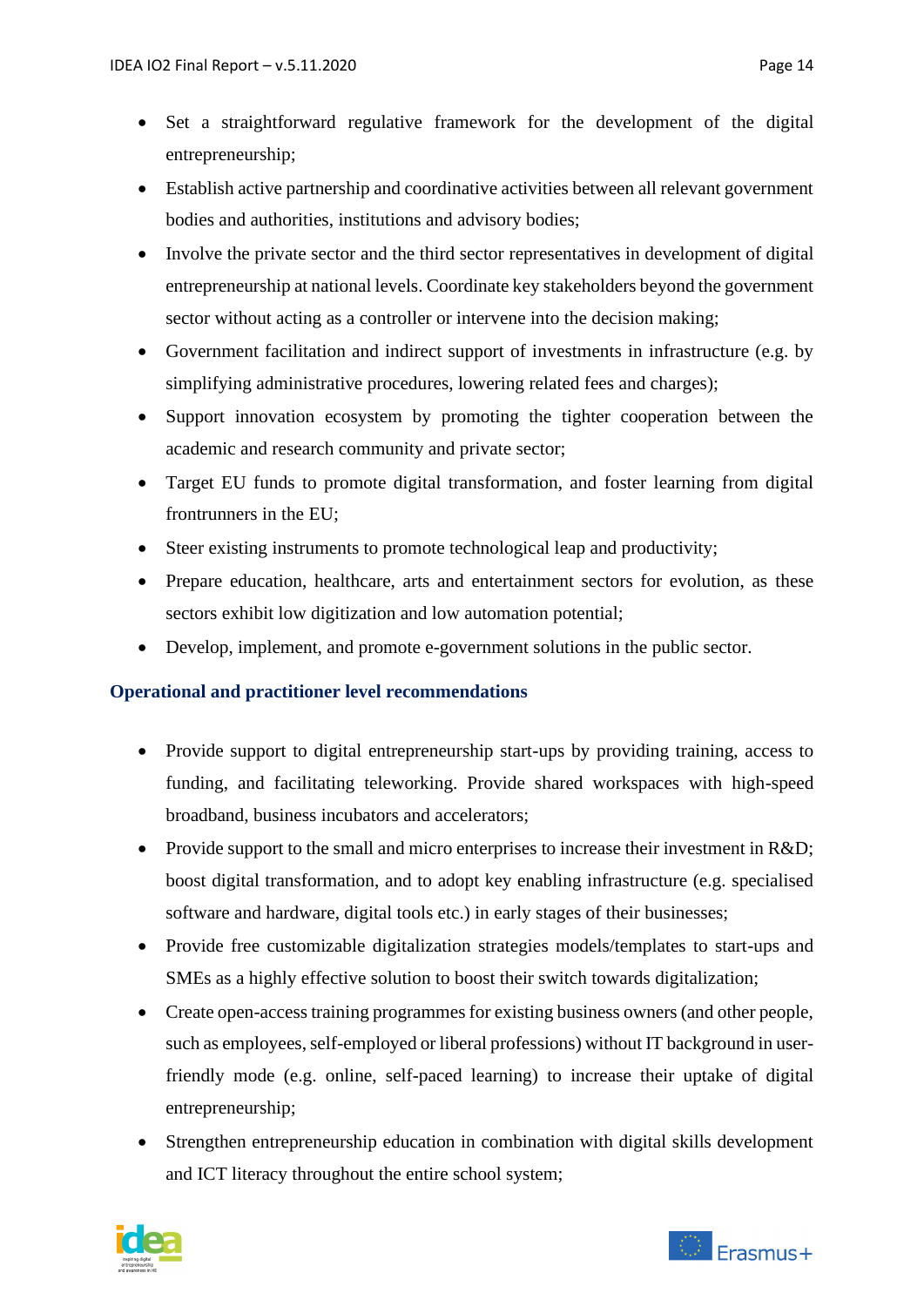- Set a straightforward regulative framework for the development of the digital entrepreneurship;
- Establish active partnership and coordinative activities between all relevant government bodies and authorities, institutions and advisory bodies;
- Involve the private sector and the third sector representatives in development of digital entrepreneurship at national levels. Coordinate key stakeholders beyond the government sector without acting as a controller or intervene into the decision making;
- Government facilitation and indirect support of investments in infrastructure (e.g. by simplifying administrative procedures, lowering related fees and charges);
- Support innovation ecosystem by promoting the tighter cooperation between the academic and research community and private sector;
- Target EU funds to promote digital transformation, and foster learning from digital frontrunners in the EU;
- Steer existing instruments to promote technological leap and productivity;
- Prepare education, healthcare, arts and entertainment sectors for evolution, as these sectors exhibit low digitization and low automation potential;
- Develop, implement, and promote e-government solutions in the public sector.

### Operational and practitioner level recommendations

- Provide support to digital entrepreneurship start-ups by providing training, access to funding, and facilitating teleworking. Provide shared workspaces with high-speed broadband, business incubators and accelerators;
- Provide support to the small and micro enterprises to increase their investment in R&D; boost digital transformation, and to adopt key enabling infrastructure (e.g. specialised software and hardware, digital tools etc.) in early stages of their businesses;
- Provide free customizable digitalization strategies models/templates to start-ups and SMEs as a highly effective solution to boost their switch towards digitalization;
- Create open-access training programmes for existing business owners (and other people, such as employees, self-employed or liberal professions) without IT background in user-friendly mode (e.g. online, self-paced learning) to increase their uptake of digital entrepreneurship;
- Strengthen entrepreneurship education in combination with digital skills development and ICT literacy throughout the entire school system;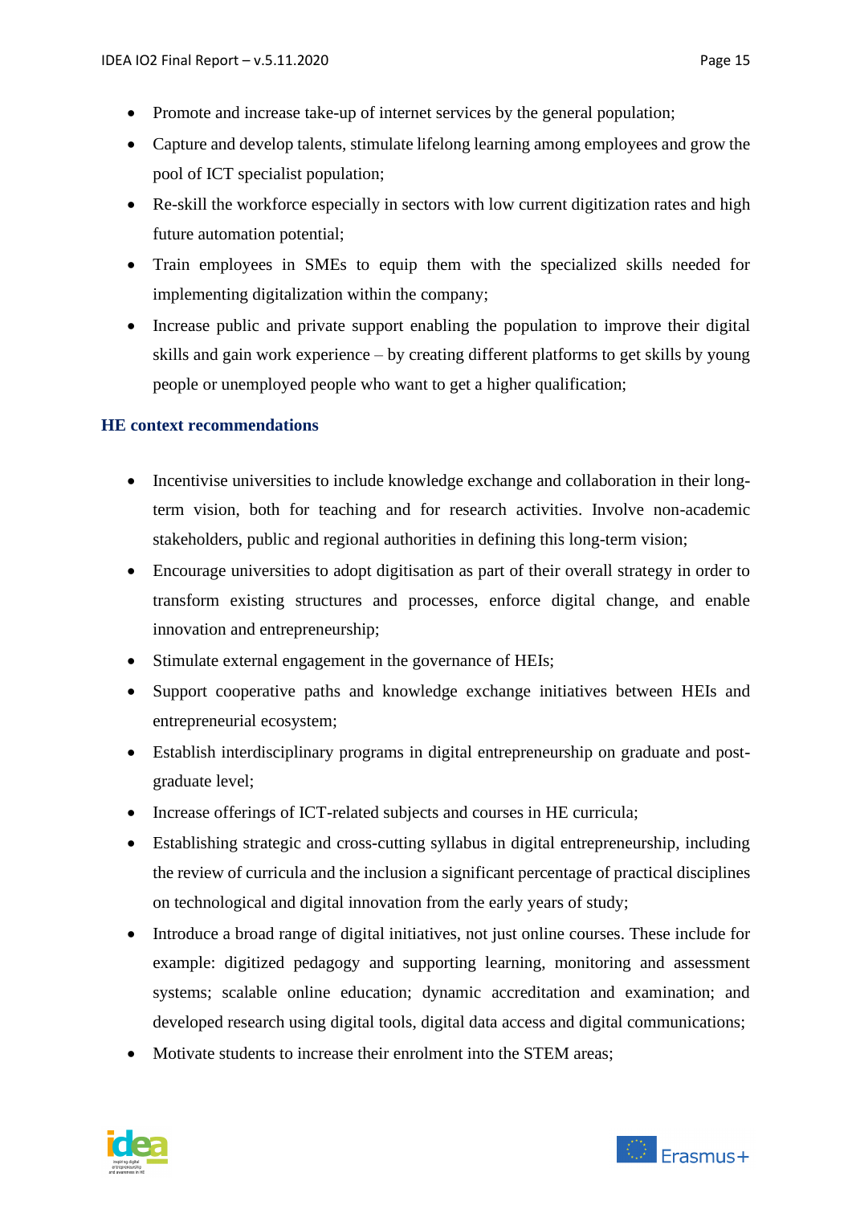- Promote and increase take-up of internet services by the general population;
- Capture and develop talents, stimulate lifelong learning among employees and grow the pool of ICT specialist population;
- Re-skill the workforce especially in sectors with low current digitization rates and high future automation potential;
- Train employees in SMEs to equip them with the specialized skills needed for implementing digitalization within the company;
- Increase public and private support enabling the population to improve their digital skills and gain work experience – by creating different platforms to get skills by young people or unemployed people who want to get a higher qualification;

### HE context recommendations

- Incentivise universities to include knowledge exchange and collaboration in their long-term vision, both for teaching and for research activities. Involve non-academic stakeholders, public and regional authorities in defining this long-term vision;
- Encourage universities to adopt digitisation as part of their overall strategy in order to transform existing structures and processes, enforce digital change, and enable innovation and entrepreneurship;
- Stimulate external engagement in the governance of HEIs;
- Support cooperative paths and knowledge exchange initiatives between HEIs and entrepreneurial ecosystem;
- Establish interdisciplinary programs in digital entrepreneurship on graduate and post-graduate level;
- Increase offerings of ICT-related subjects and courses in HE curricula;
- Establishing strategic and cross-cutting syllabus in digital entrepreneurship, including the review of curricula and the inclusion a significant percentage of practical disciplines on technological and digital innovation from the early years of study;
- Introduce a broad range of digital initiatives, not just online courses. These include for example: digitized pedagogy and supporting learning, monitoring and assessment systems; scalable online education; dynamic accreditation and examination; and developed research using digital tools, digital data access and digital communications;
- Motivate students to increase their enrolment into the STEM areas;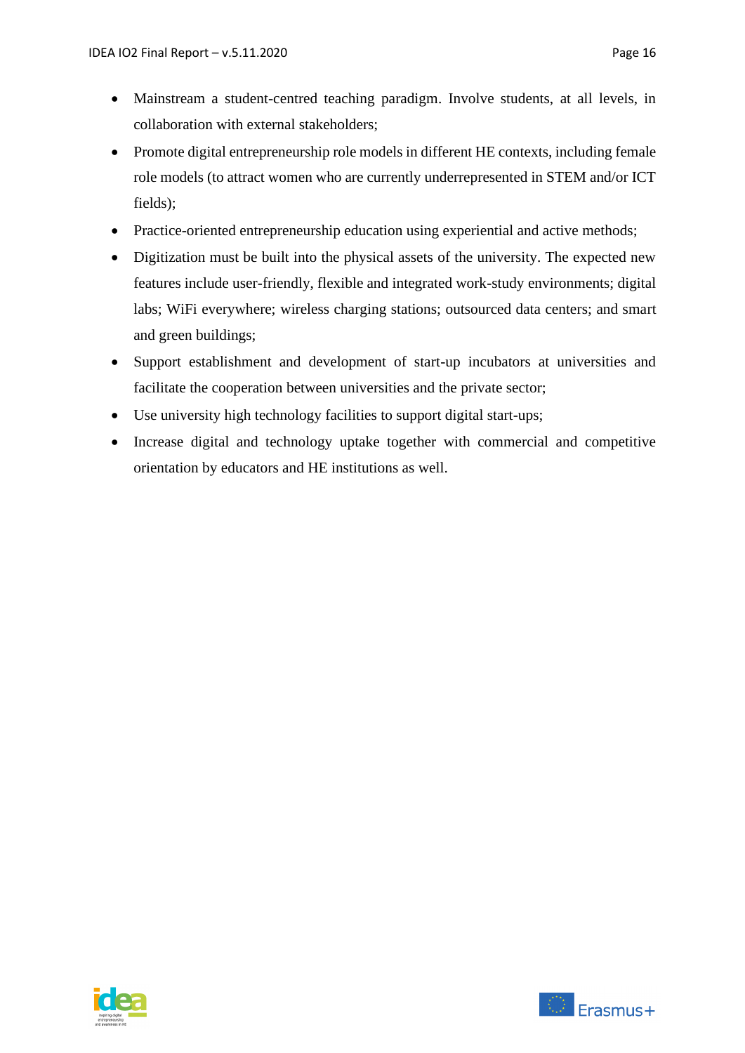- Mainstream a student-centred teaching paradigm. Involve students, at all levels, in collaboration with external stakeholders;
- Promote digital entrepreneurship role models in different HE contexts, including female role models (to attract women who are currently underrepresented in STEM and/or ICT fields);
- Practice-oriented entrepreneurship education using experiential and active methods;
- Digitization must be built into the physical assets of the university. The expected new features include user-friendly, flexible and integrated work-study environments; digital labs; WiFi everywhere; wireless charging stations; outsourced data centers; and smart and green buildings;
- Support establishment and development of start-up incubators at universities and facilitate the cooperation between universities and the private sector;
- Use university high technology facilities to support digital start-ups;
- Increase digital and technology uptake together with commercial and competitive orientation by educators and HE institutions as well.